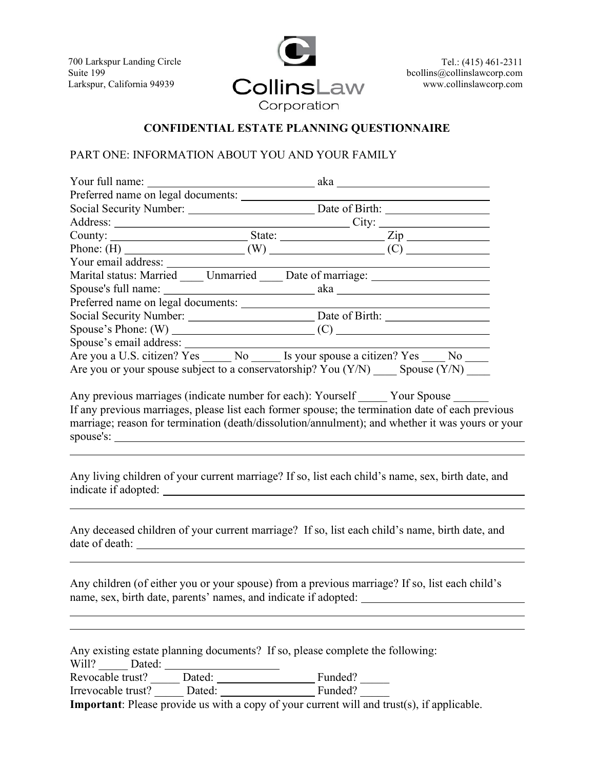700 Larkspur Landing Circle
Suite 199
Larkspur, California 94939

**CollinsLaw Corporation**

Tel.: (415) 461-2311
bcollins@collinslawcorp.com
www.collinslawcorp.com

## CONFIDENTIAL ESTATE PLANNING QUESTIONNAIRE

### PART ONE: INFORMATION ABOUT YOU AND YOUR FAMILY

Your full name: ____________________________ aka __________________________

Preferred name on legal documents: ______________________________________

Social Security Number: _____________________ Date of Birth: _________________

Address: _________________________________________ City: __________________

County: _______________________ State: _________________ Zip ______________

Phone: (H) ___________________ (W) ___________________ (C) ______________

Your email address: ___________________________________________________

Marital status: Married ____ Unmarried ____ Date of marriage: ____________________

Spouse's full name: _________________________ aka __________________________

Preferred name on legal documents: ______________________________________

Social Security Number: _____________________ Date of Birth: _________________

Spouse's Phone: (W) _______________________ (C) __________________________

Spouse's email address: _______________________________________________

Are you a U.S. citizen? Yes _____ No _____ Is your spouse a citizen? Yes ____ No ____

Are you or your spouse subject to a conservatorship? You (Y/N) ____ Spouse (Y/N) ____

Any previous marriages (indicate number for each): Yourself _____ Your Spouse ______

If any previous marriages, please list each former spouse; the termination date of each previous marriage; reason for termination (death/dissolution/annulment); and whether it was yours or your spouse's: ____________________________________________________________

____________________________________________________________

Any living children of your current marriage? If so, list each child's name, sex, birth date, and indicate if adopted: ____________________________________________________________

____________________________________________________________

Any deceased children of your current marriage? If so, list each child's name, birth date, and date of death: ____________________________________________________________

____________________________________________________________

Any children (of either you or your spouse) from a previous marriage? If so, list each child's name, sex, birth date, parents' names, and indicate if adopted: ___________________________

____________________________________________________________

____________________________________________________________

Any existing estate planning documents? If so, please complete the following:

Will? _____ Dated: ___________________

Revocable trust? _____ Dated: ________________ Funded? _____

Irrevocable trust? _____ Dated: ________________ Funded? _____

**Important**: Please provide us with a copy of your current will and trust(s), if applicable.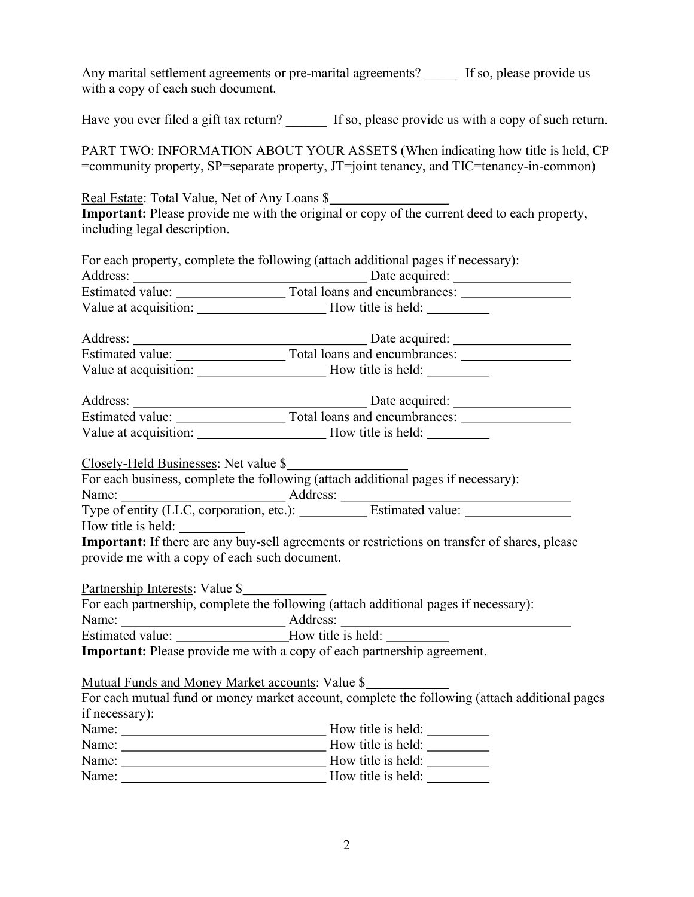Any marital settlement agreements or pre-marital agreements? _____ If so, please provide us with a copy of each such document.

Have you ever filed a gift tax return? ______ If so, please provide us with a copy of such return.

PART TWO: INFORMATION ABOUT YOUR ASSETS (When indicating how title is held, CP =community property, SP=separate property, JT=joint tenancy, and TIC=tenancy-in-common)

Real Estate: Total Value, Net of Any Loans $_________________

**Important:** Please provide me with the original or copy of the current deed to each property, including legal description.

For each property, complete the following (attach additional pages if necessary):

Address: ___________________________________ Date acquired: _________________
Estimated value: ________________ Total loans and encumbrances: ________________
Value at acquisition: ___________________ How title is held: _________

Address: ___________________________________ Date acquired: _________________
Estimated value: ________________ Total loans and encumbrances: ________________
Value at acquisition: ___________________ How title is held: _________

Address: ___________________________________ Date acquired: _________________
Estimated value: ________________ Total loans and encumbrances: ________________
Value at acquisition: ___________________ How title is held: _________

Closely-Held Businesses: Net value $_________________

For each business, complete the following (attach additional pages if necessary):

Name: ________________________ Address: __________________________________
Type of entity (LLC, corporation, etc.): __________ Estimated value: _______________
How title is held: __________

**Important:** If there are any buy-sell agreements or restrictions on transfer of shares, please provide me with a copy of each such document.

Partnership Interests: Value $____________

For each partnership, complete the following (attach additional pages if necessary):

Name: ________________________ Address: __________________________________
Estimated value: ________________How title is held: _________

**Important:** Please provide me with a copy of each partnership agreement.

Mutual Funds and Money Market accounts: Value $____________

For each mutual fund or money market account, complete the following (attach additional pages if necessary):

Name: ______________________________ How title is held: _________
Name: ______________________________ How title is held: _________
Name: ______________________________ How title is held: _________
Name: ______________________________ How title is held: _________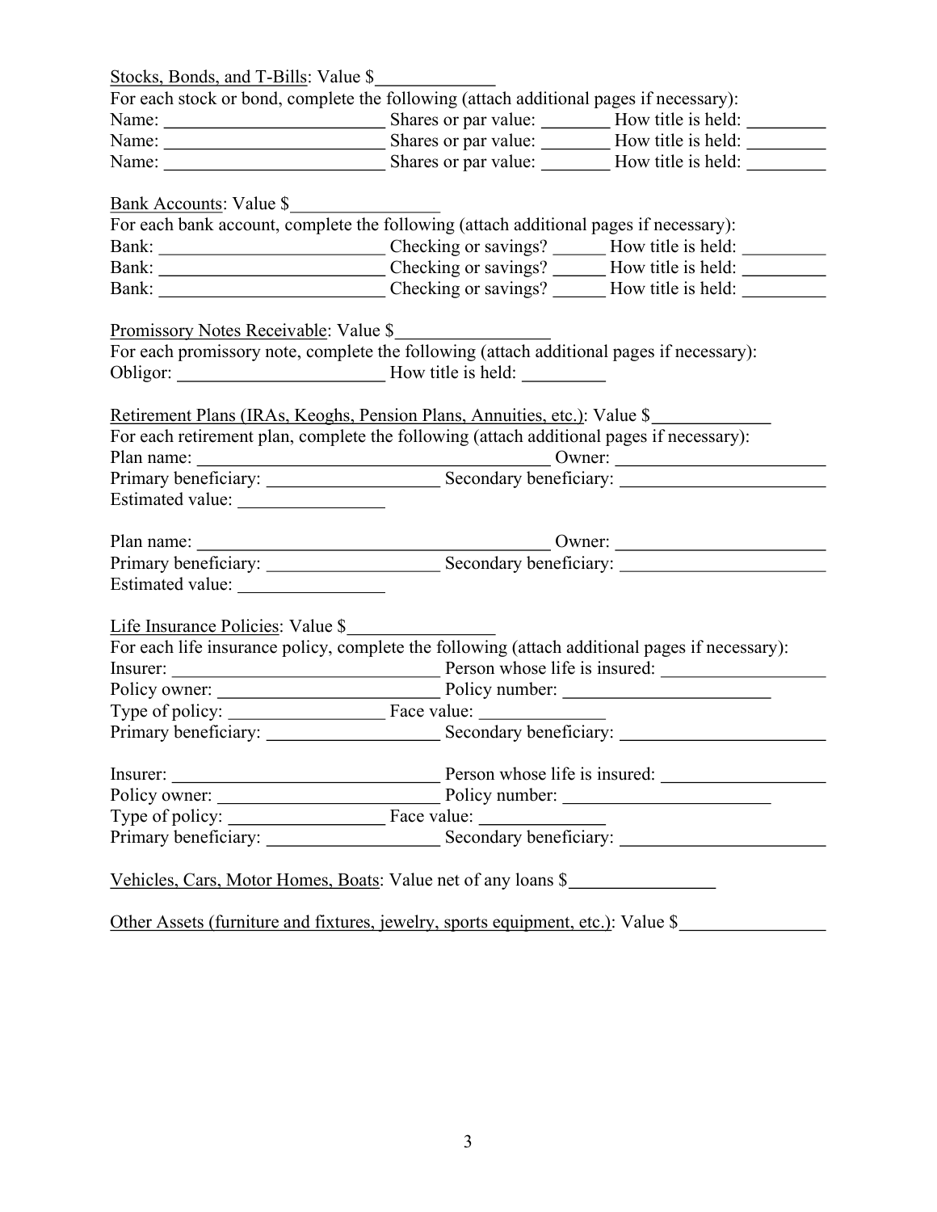<u>Stocks, Bonds, and T-Bills</u>: Value $_____________

For each stock or bond, complete the following (attach additional pages if necessary):

Name: ________________________ Shares or par value: _______ How title is held: ________

Name: ________________________ Shares or par value: _______ How title is held: ________

Name: ________________________ Shares or par value: _______ How title is held: ________

<u>Bank Accounts</u>: Value $________________

For each bank account, complete the following (attach additional pages if necessary):

Bank: ________________________ Checking or savings? ______ How title is held: _________

Bank: ________________________ Checking or savings? ______ How title is held: _________

Bank: ________________________ Checking or savings? ______ How title is held: _________

<u>Promissory Notes Receivable</u>: Value $________________

For each promissory note, complete the following (attach additional pages if necessary):

Obligor: ______________________ How title is held: _________

<u>Retirement Plans (IRAs, Keoghs, Pension Plans, Annuities, etc.)</u>: Value $_____________

For each retirement plan, complete the following (attach additional pages if necessary):

Plan name: ______________________________________ Owner: ______________________

Primary beneficiary: __________________ Secondary beneficiary: ______________________

Estimated value: ________________

Plan name: ______________________________________ Owner: ______________________

Primary beneficiary: __________________ Secondary beneficiary: ______________________

Estimated value: ________________

<u>Life Insurance Policies</u>: Value $________________

For each life insurance policy, complete the following (attach additional pages if necessary):

Insurer: _____________________________ Person whose life is insured: __________________

Policy owner: ________________________ Policy number: ______________________

Type of policy: _________________ Face value: ______________

Primary beneficiary: __________________ Secondary beneficiary: ______________________

Insurer: _____________________________ Person whose life is insured: __________________

Policy owner: ________________________ Policy number: ______________________

Type of policy: _________________ Face value: ______________

Primary beneficiary: __________________ Secondary beneficiary: ______________________

<u>Vehicles, Cars, Motor Homes, Boats</u>: Value net of any loans $________________

<u>Other Assets (furniture and fixtures, jewelry, sports equipment, etc.)</u>: Value $________________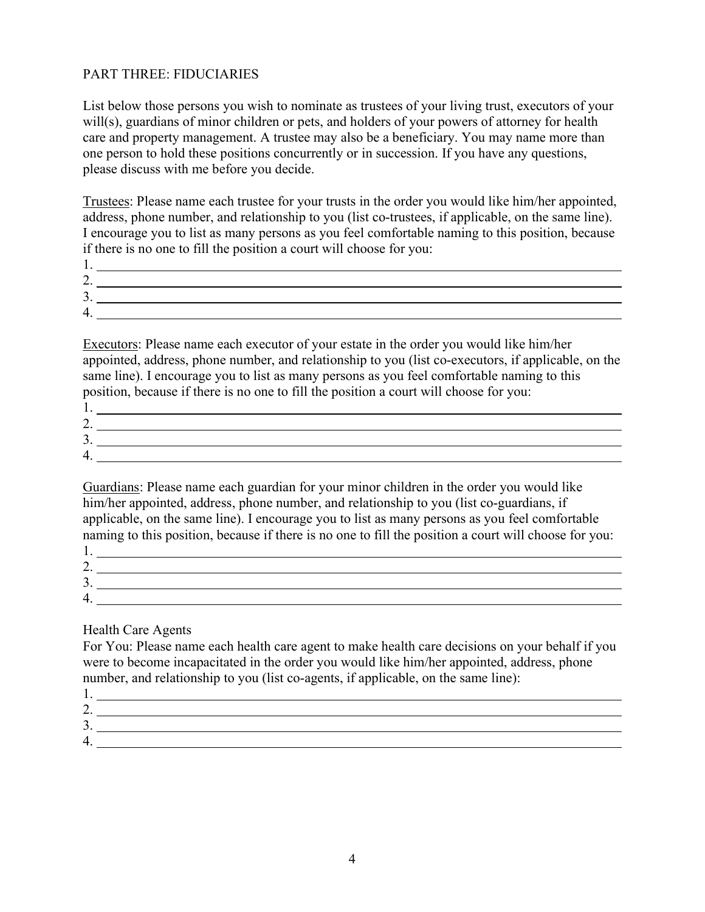PART THREE: FIDUCIARIES

List below those persons you wish to nominate as trustees of your living trust, executors of your will(s), guardians of minor children or pets, and holders of your powers of attorney for health care and property management. A trustee may also be a beneficiary. You may name more than one person to hold these positions concurrently or in succession. If you have any questions, please discuss with me before you decide.

Trustees: Please name each trustee for your trusts in the order you would like him/her appointed, address, phone number, and relationship to you (list co-trustees, if applicable, on the same line). I encourage you to list as many persons as you feel comfortable naming to this position, because if there is no one to fill the position a court will choose for you:

1. ______________________________________________________________________________
2. ______________________________________________________________________________
3. ______________________________________________________________________________
4. ______________________________________________________________________________

Executors: Please name each executor of your estate in the order you would like him/her appointed, address, phone number, and relationship to you (list co-executors, if applicable, on the same line). I encourage you to list as many persons as you feel comfortable naming to this position, because if there is no one to fill the position a court will choose for you:

1. ______________________________________________________________________________
2. ______________________________________________________________________________
3. ______________________________________________________________________________
4. ______________________________________________________________________________

Guardians: Please name each guardian for your minor children in the order you would like him/her appointed, address, phone number, and relationship to you (list co-guardians, if applicable, on the same line). I encourage you to list as many persons as you feel comfortable naming to this position, because if there is no one to fill the position a court will choose for you:

1. ______________________________________________________________________________
2. ______________________________________________________________________________
3. ______________________________________________________________________________
4. ______________________________________________________________________________

Health Care Agents

For You: Please name each health care agent to make health care decisions on your behalf if you were to become incapacitated in the order you would like him/her appointed, address, phone number, and relationship to you (list co-agents, if applicable, on the same line):

1. ______________________________________________________________________________
2. ______________________________________________________________________________
3. ______________________________________________________________________________
4. ______________________________________________________________________________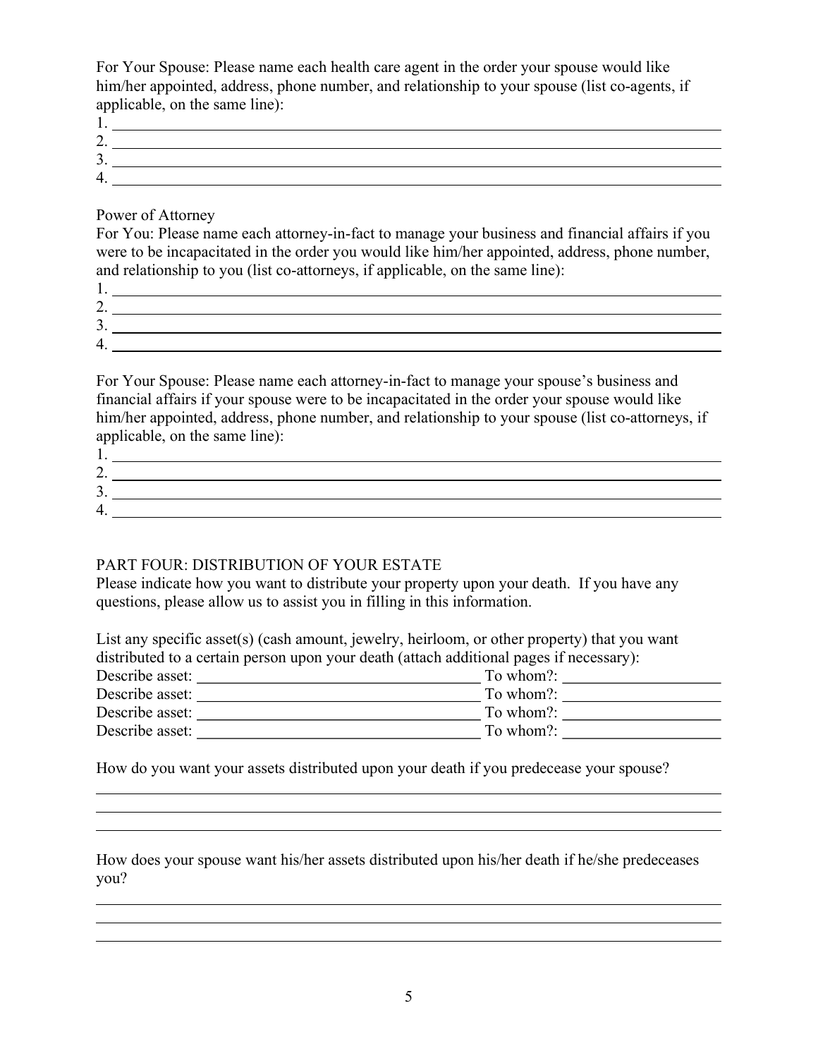For Your Spouse: Please name each health care agent in the order your spouse would like him/her appointed, address, phone number, and relationship to your spouse (list co-agents, if applicable, on the same line):

1. \_\_\_\_\_\_\_\_\_\_\_\_\_\_\_\_\_\_\_\_\_\_\_\_\_\_\_\_\_\_\_\_\_\_\_\_\_\_\_\_\_\_\_\_\_\_\_\_\_\_\_\_\_\_\_\_\_\_\_\_\_\_\_\_\_\_\_\_\_\_
2. \_\_\_\_\_\_\_\_\_\_\_\_\_\_\_\_\_\_\_\_\_\_\_\_\_\_\_\_\_\_\_\_\_\_\_\_\_\_\_\_\_\_\_\_\_\_\_\_\_\_\_\_\_\_\_\_\_\_\_\_\_\_\_\_\_\_\_\_\_\_
3. \_\_\_\_\_\_\_\_\_\_\_\_\_\_\_\_\_\_\_\_\_\_\_\_\_\_\_\_\_\_\_\_\_\_\_\_\_\_\_\_\_\_\_\_\_\_\_\_\_\_\_\_\_\_\_\_\_\_\_\_\_\_\_\_\_\_\_\_\_\_
4. \_\_\_\_\_\_\_\_\_\_\_\_\_\_\_\_\_\_\_\_\_\_\_\_\_\_\_\_\_\_\_\_\_\_\_\_\_\_\_\_\_\_\_\_\_\_\_\_\_\_\_\_\_\_\_\_\_\_\_\_\_\_\_\_\_\_\_\_\_\_

Power of Attorney

For You: Please name each attorney-in-fact to manage your business and financial affairs if you were to be incapacitated in the order you would like him/her appointed, address, phone number, and relationship to you (list co-attorneys, if applicable, on the same line):

1. \_\_\_\_\_\_\_\_\_\_\_\_\_\_\_\_\_\_\_\_\_\_\_\_\_\_\_\_\_\_\_\_\_\_\_\_\_\_\_\_\_\_\_\_\_\_\_\_\_\_\_\_\_\_\_\_\_\_\_\_\_\_\_\_\_\_\_\_\_\_
2. \_\_\_\_\_\_\_\_\_\_\_\_\_\_\_\_\_\_\_\_\_\_\_\_\_\_\_\_\_\_\_\_\_\_\_\_\_\_\_\_\_\_\_\_\_\_\_\_\_\_\_\_\_\_\_\_\_\_\_\_\_\_\_\_\_\_\_\_\_\_
3. \_\_\_\_\_\_\_\_\_\_\_\_\_\_\_\_\_\_\_\_\_\_\_\_\_\_\_\_\_\_\_\_\_\_\_\_\_\_\_\_\_\_\_\_\_\_\_\_\_\_\_\_\_\_\_\_\_\_\_\_\_\_\_\_\_\_\_\_\_\_
4. \_\_\_\_\_\_\_\_\_\_\_\_\_\_\_\_\_\_\_\_\_\_\_\_\_\_\_\_\_\_\_\_\_\_\_\_\_\_\_\_\_\_\_\_\_\_\_\_\_\_\_\_\_\_\_\_\_\_\_\_\_\_\_\_\_\_\_\_\_\_

For Your Spouse: Please name each attorney-in-fact to manage your spouse's business and financial affairs if your spouse were to be incapacitated in the order your spouse would like him/her appointed, address, phone number, and relationship to your spouse (list co-attorneys, if applicable, on the same line):

1. \_\_\_\_\_\_\_\_\_\_\_\_\_\_\_\_\_\_\_\_\_\_\_\_\_\_\_\_\_\_\_\_\_\_\_\_\_\_\_\_\_\_\_\_\_\_\_\_\_\_\_\_\_\_\_\_\_\_\_\_\_\_\_\_\_\_\_\_\_\_
2. \_\_\_\_\_\_\_\_\_\_\_\_\_\_\_\_\_\_\_\_\_\_\_\_\_\_\_\_\_\_\_\_\_\_\_\_\_\_\_\_\_\_\_\_\_\_\_\_\_\_\_\_\_\_\_\_\_\_\_\_\_\_\_\_\_\_\_\_\_\_
3. \_\_\_\_\_\_\_\_\_\_\_\_\_\_\_\_\_\_\_\_\_\_\_\_\_\_\_\_\_\_\_\_\_\_\_\_\_\_\_\_\_\_\_\_\_\_\_\_\_\_\_\_\_\_\_\_\_\_\_\_\_\_\_\_\_\_\_\_\_\_
4. \_\_\_\_\_\_\_\_\_\_\_\_\_\_\_\_\_\_\_\_\_\_\_\_\_\_\_\_\_\_\_\_\_\_\_\_\_\_\_\_\_\_\_\_\_\_\_\_\_\_\_\_\_\_\_\_\_\_\_\_\_\_\_\_\_\_\_\_\_\_

## PART FOUR: DISTRIBUTION OF YOUR ESTATE

Please indicate how you want to distribute your property upon your death. If you have any questions, please allow us to assist you in filling in this information.

List any specific asset(s) (cash amount, jewelry, heirloom, or other property) that you want distributed to a certain person upon your death (attach additional pages if necessary):

Describe asset: \_\_\_\_\_\_\_\_\_\_\_\_\_\_\_\_\_\_\_\_\_\_\_\_\_\_\_\_\_\_\_\_\_\_\_\_ To whom?: \_\_\_\_\_\_\_\_\_\_\_\_\_\_\_\_\_\_\_\_

Describe asset: \_\_\_\_\_\_\_\_\_\_\_\_\_\_\_\_\_\_\_\_\_\_\_\_\_\_\_\_\_\_\_\_\_\_\_\_ To whom?: \_\_\_\_\_\_\_\_\_\_\_\_\_\_\_\_\_\_\_\_

Describe asset: \_\_\_\_\_\_\_\_\_\_\_\_\_\_\_\_\_\_\_\_\_\_\_\_\_\_\_\_\_\_\_\_\_\_\_\_ To whom?: \_\_\_\_\_\_\_\_\_\_\_\_\_\_\_\_\_\_\_\_

Describe asset: \_\_\_\_\_\_\_\_\_\_\_\_\_\_\_\_\_\_\_\_\_\_\_\_\_\_\_\_\_\_\_\_\_\_\_\_ To whom?: \_\_\_\_\_\_\_\_\_\_\_\_\_\_\_\_\_\_\_\_

How do you want your assets distributed upon your death if you predecease your spouse?

\_\_\_\_\_\_\_\_\_\_\_\_\_\_\_\_\_\_\_\_\_\_\_\_\_\_\_\_\_\_\_\_\_\_\_\_\_\_\_\_\_\_\_\_\_\_\_\_\_\_\_\_\_\_\_\_\_\_\_\_\_\_\_\_\_\_\_\_\_\_\_\_\_

\_\_\_\_\_\_\_\_\_\_\_\_\_\_\_\_\_\_\_\_\_\_\_\_\_\_\_\_\_\_\_\_\_\_\_\_\_\_\_\_\_\_\_\_\_\_\_\_\_\_\_\_\_\_\_\_\_\_\_\_\_\_\_\_\_\_\_\_\_\_\_\_\_

\_\_\_\_\_\_\_\_\_\_\_\_\_\_\_\_\_\_\_\_\_\_\_\_\_\_\_\_\_\_\_\_\_\_\_\_\_\_\_\_\_\_\_\_\_\_\_\_\_\_\_\_\_\_\_\_\_\_\_\_\_\_\_\_\_\_\_\_\_\_\_\_\_

How does your spouse want his/her assets distributed upon his/her death if he/she predeceases you?

\_\_\_\_\_\_\_\_\_\_\_\_\_\_\_\_\_\_\_\_\_\_\_\_\_\_\_\_\_\_\_\_\_\_\_\_\_\_\_\_\_\_\_\_\_\_\_\_\_\_\_\_\_\_\_\_\_\_\_\_\_\_\_\_\_\_\_\_\_\_\_\_\_

\_\_\_\_\_\_\_\_\_\_\_\_\_\_\_\_\_\_\_\_\_\_\_\_\_\_\_\_\_\_\_\_\_\_\_\_\_\_\_\_\_\_\_\_\_\_\_\_\_\_\_\_\_\_\_\_\_\_\_\_\_\_\_\_\_\_\_\_\_\_\_\_\_

\_\_\_\_\_\_\_\_\_\_\_\_\_\_\_\_\_\_\_\_\_\_\_\_\_\_\_\_\_\_\_\_\_\_\_\_\_\_\_\_\_\_\_\_\_\_\_\_\_\_\_\_\_\_\_\_\_\_\_\_\_\_\_\_\_\_\_\_\_\_\_\_\_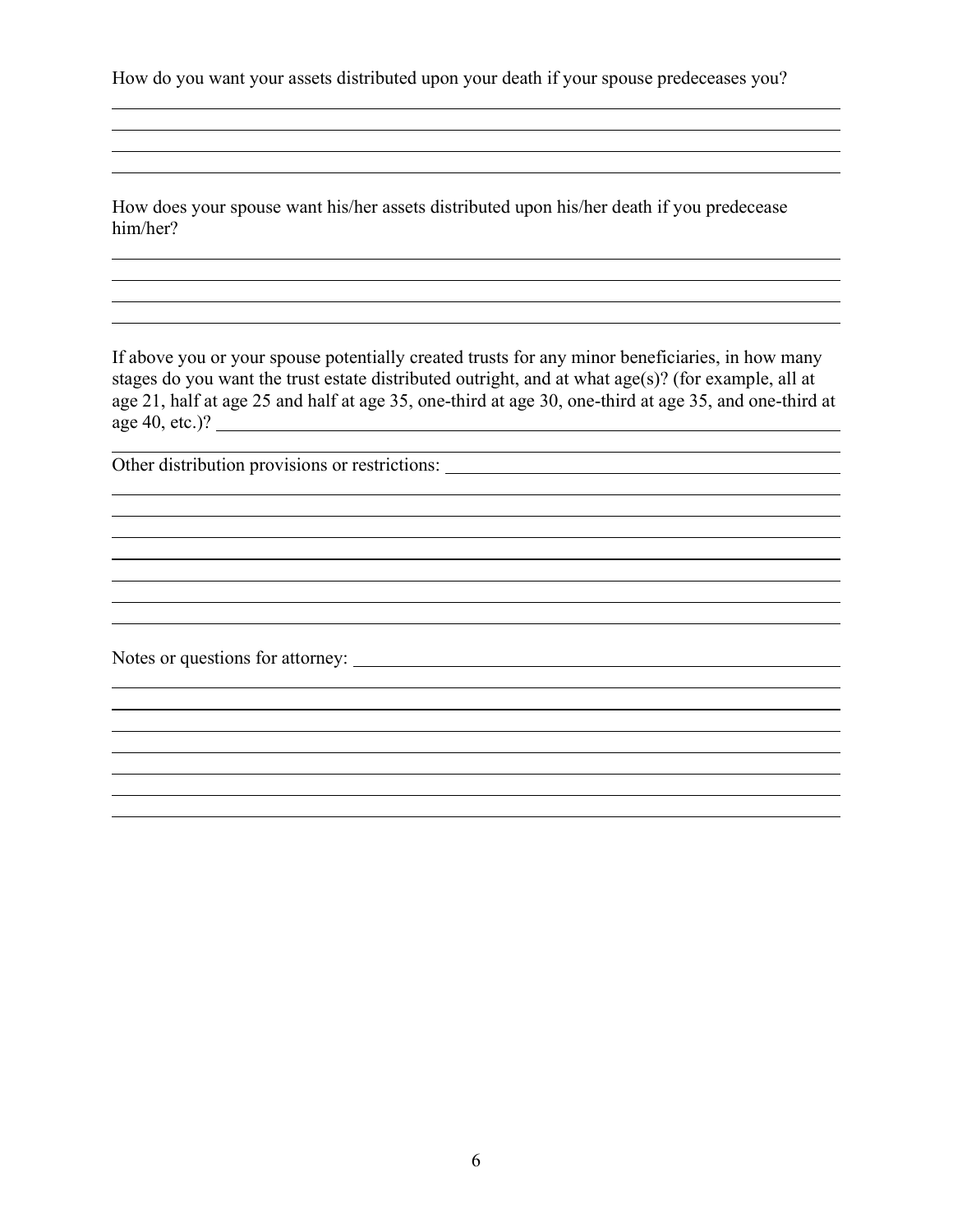How do you want your assets distributed upon your death if your spouse predeceases you?

How does your spouse want his/her assets distributed upon his/her death if you predecease him/her?

If above you or your spouse potentially created trusts for any minor beneficiaries, in how many stages do you want the trust estate distributed outright, and at what age(s)? (for example, all at age 21, half at age 25 and half at age 35, one-third at age 30, one-third at age 35, and one-third at age 40, etc.)?

Other distribution provisions or restrictions:

Notes or questions for attorney: